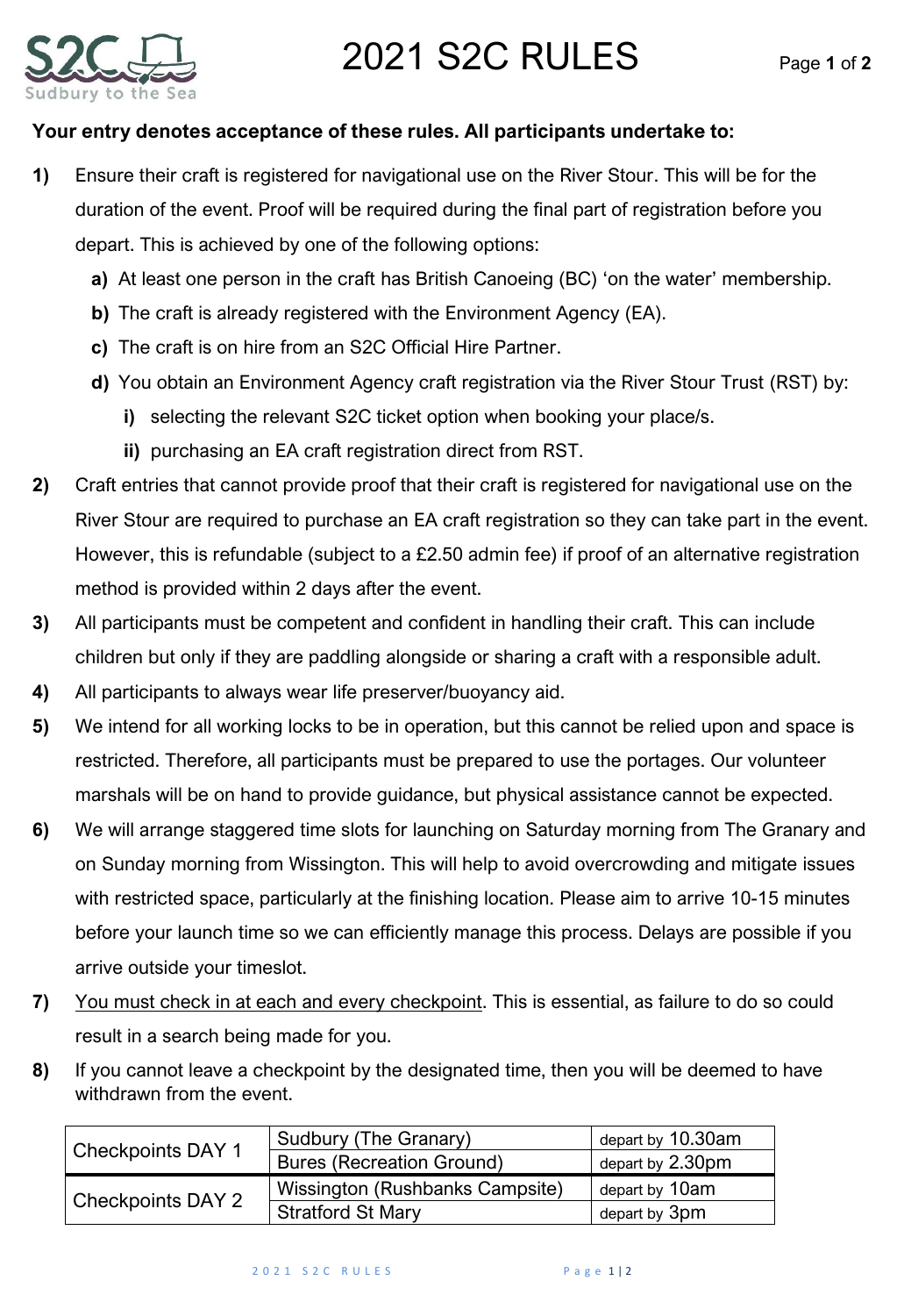# 2021 S2C RULES

**Your entry denotes acceptance of these rules. All participants undertake to:**

**1)** Ensure their craft is registered for navigational use on the River Stour. This will be for the duration of the event. Proof will be required during the final part of registration before you depart. This is achieved by one of the following options:

   **a)** At least one person in the craft has British Canoeing (BC) 'on the water' membership.

   **b)** The craft is already registered with the Environment Agency (EA).

   **c)** The craft is on hire from an S2C Official Hire Partner.

   **d)** You obtain an Environment Agency craft registration via the River Stour Trust (RST) by:

      **i)** selecting the relevant S2C ticket option when booking your place/s.

      **ii)** purchasing an EA craft registration direct from RST.

**2)** Craft entries that cannot provide proof that their craft is registered for navigational use on the River Stour are required to purchase an EA craft registration so they can take part in the event. However, this is refundable (subject to a £2.50 admin fee) if proof of an alternative registration method is provided within 2 days after the event.

**3)** All participants must be competent and confident in handling their craft. This can include children but only if they are paddling alongside or sharing a craft with a responsible adult.

**4)** All participants to always wear life preserver/buoyancy aid.

**5)** We intend for all working locks to be in operation, but this cannot be relied upon and space is restricted. Therefore, all participants must be prepared to use the portages. Our volunteer marshals will be on hand to provide guidance, but physical assistance cannot be expected.

**6)** We will arrange staggered time slots for launching on Saturday morning from The Granary and on Sunday morning from Wissington. This will help to avoid overcrowding and mitigate issues with restricted space, particularly at the finishing location. Please aim to arrive 10-15 minutes before your launch time so we can efficiently manage this process. Delays are possible if you arrive outside your timeslot.

**7)** <u>You must check in at each and every checkpoint</u>. This is essential, as failure to do so could result in a search being made for you.

**8)** If you cannot leave a checkpoint by the designated time, then you will be deemed to have withdrawn from the event.

| Checkpoints | Location | Departure |
|---|---|---|
| Checkpoints DAY 1 | Sudbury (The Granary) | depart by 10.30am |
| | Bures (Recreation Ground) | depart by 2.30pm |
| Checkpoints DAY 2 | Wissington (Rushbanks Campsite) | depart by 10am |
| | Stratford St Mary | depart by 3pm |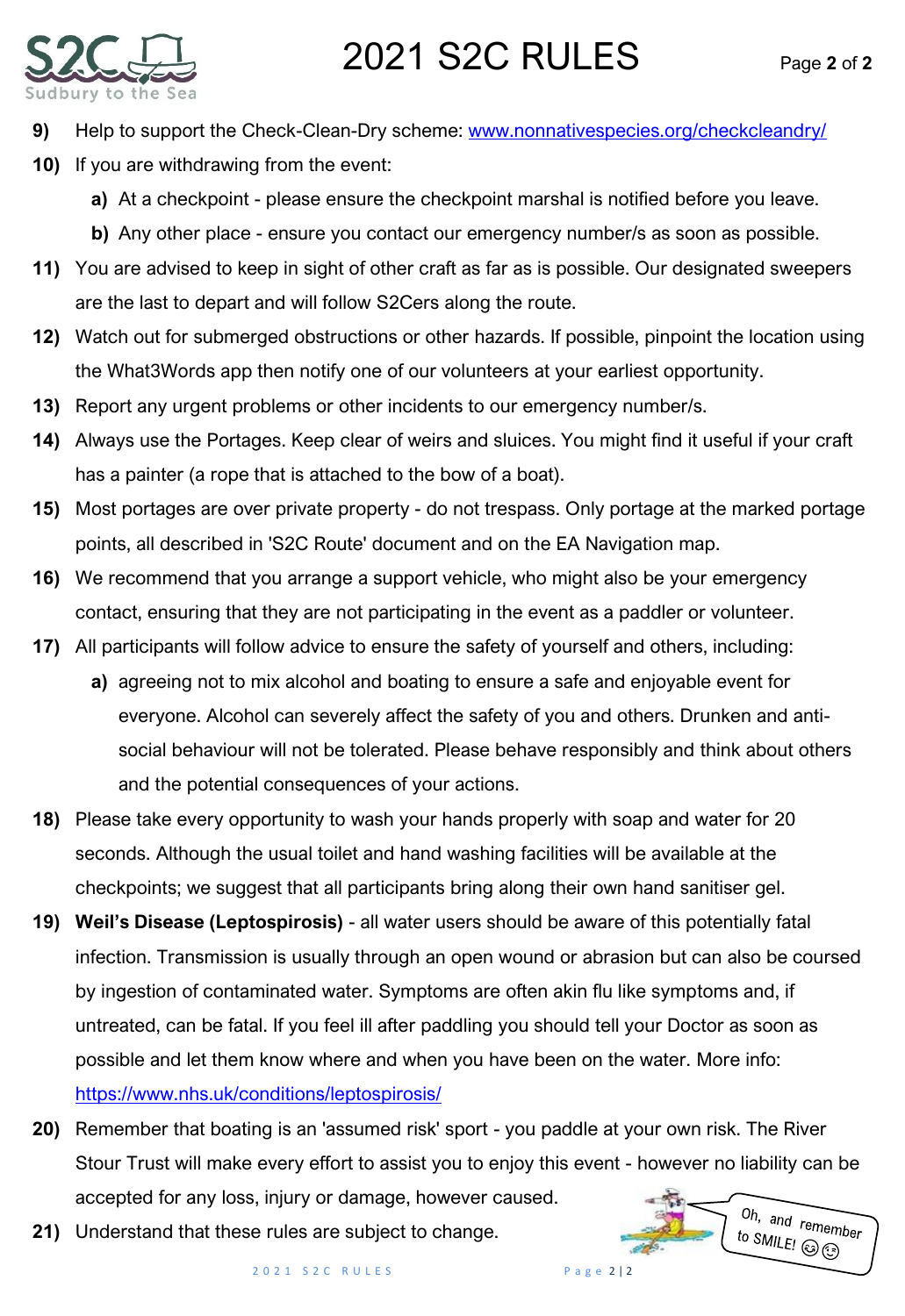9) Help to support the Check-Clean-Dry scheme: [www.nonnativespecies.org/checkcleandry/](www.nonnativespecies.org/checkcleandry/)

10) If you are withdrawing from the event:
    - **a)** At a checkpoint - please ensure the checkpoint marshal is notified before you leave.
    - **b)** Any other place - ensure you contact our emergency number/s as soon as possible.

11) You are advised to keep in sight of other craft as far as is possible. Our designated sweepers are the last to depart and will follow S2Cers along the route.

12) Watch out for submerged obstructions or other hazards. If possible, pinpoint the location using the What3Words app then notify one of our volunteers at your earliest opportunity.

13) Report any urgent problems or other incidents to our emergency number/s.

14) Always use the Portages. Keep clear of weirs and sluices. You might find it useful if your craft has a painter (a rope that is attached to the bow of a boat).

15) Most portages are over private property - do not trespass. Only portage at the marked portage points, all described in 'S2C Route' document and on the EA Navigation map.

16) We recommend that you arrange a support vehicle, who might also be your emergency contact, ensuring that they are not participating in the event as a paddler or volunteer.

17) All participants will follow advice to ensure the safety of yourself and others, including:
    - **a)** agreeing not to mix alcohol and boating to ensure a safe and enjoyable event for everyone. Alcohol can severely affect the safety of you and others. Drunken and anti-social behaviour will not be tolerated. Please behave responsibly and think about others and the potential consequences of your actions.

18) Please take every opportunity to wash your hands properly with soap and water for 20 seconds. Although the usual toilet and hand washing facilities will be available at the checkpoints; we suggest that all participants bring along their own hand sanitiser gel.

19) **Weil's Disease (Leptospirosis)** - all water users should be aware of this potentially fatal infection. Transmission is usually through an open wound or abrasion but can also be coursed by ingestion of contaminated water. Symptoms are often akin flu like symptoms and, if untreated, can be fatal. If you feel ill after paddling you should tell your Doctor as soon as possible and let them know where and when you have been on the water. More info: [https://www.nhs.uk/conditions/leptospirosis/](https://www.nhs.uk/conditions/leptospirosis/)

20) Remember that boating is an 'assumed risk' sport - you paddle at your own risk. The River Stour Trust will make every effort to assist you to enjoy this event - however no liability can be accepted for any loss, injury or damage, however caused.

21) Understand that these rules are subject to change.

Oh, and remember to SMILE! 😉😉